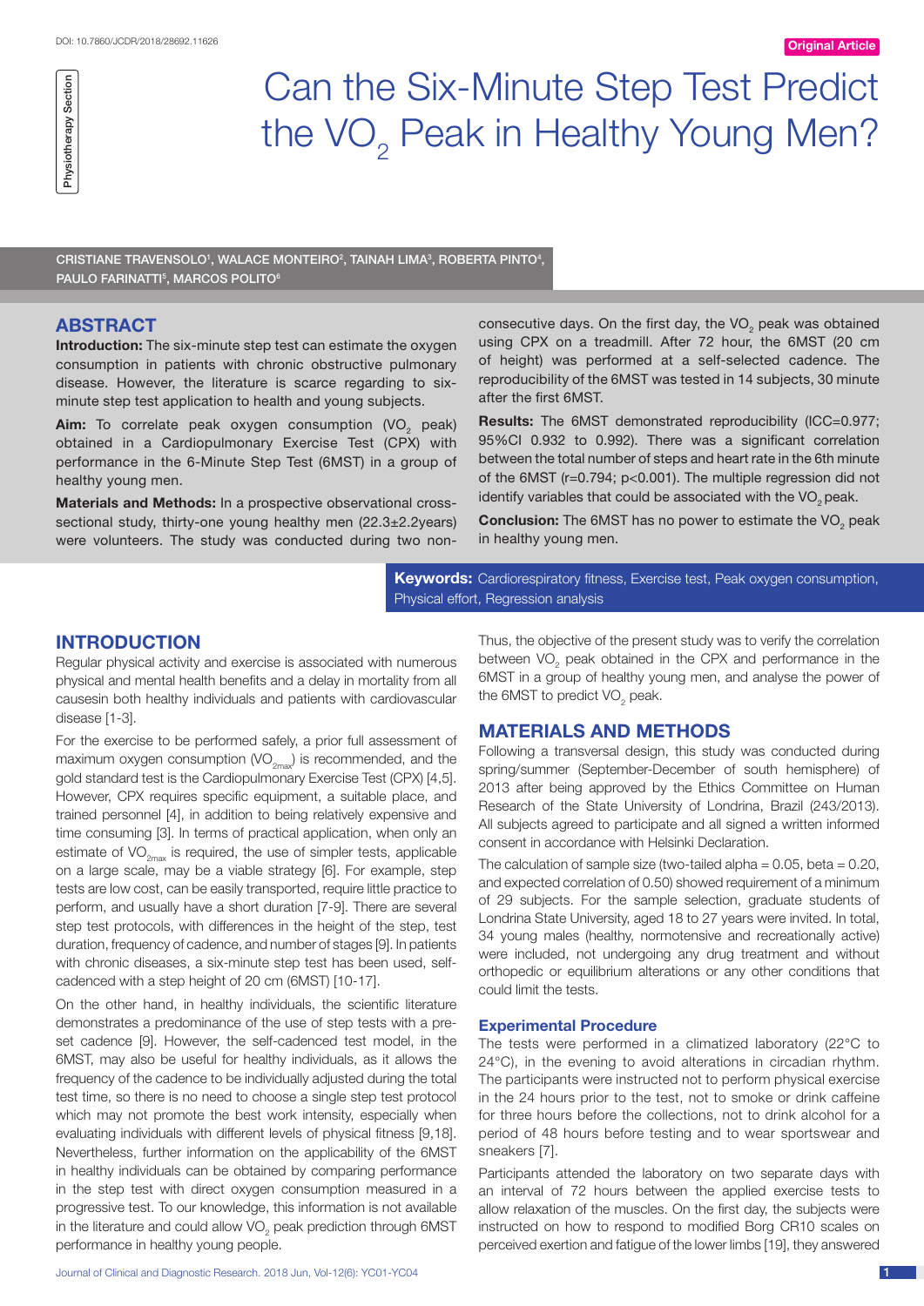# Can the Six-Minute Step Test Predict the $VO_2$ Peak in Healthy Young Men?

Physiotherapy Section

Original Article

CRISTIANE TRAVENSOLO[1], WALACE MONTEIRO[2], TAINAH LIMA[3], ROBERTA PINTO[4], PAULO FARINATTI[5], MARCOS POLITO[6]

## ABSTRACT

**Introduction:** The six-minute step test can estimate the oxygen consumption in patients with chronic obstructive pulmonary disease. However, the literature is scarce regarding to six-minute step test application to health and young subjects.

**Aim:** To correlate peak oxygen consumption ($VO_2$ peak) obtained in a Cardiopulmonary Exercise Test (CPX) with performance in the 6-Minute Step Test (6MST) in a group of healthy young men.

**Materials and Methods:** In a prospective observational cross-sectional study, thirty-one young healthy men (22.3±2.2years) were volunteers. The study was conducted during two non-consecutive days. On the first day, the $VO_2$ peak was obtained using CPX on a treadmill. After 72 hour, the 6MST (20 cm of height) was performed at a self-selected cadence. The reproducibility of the 6MST was tested in 14 subjects, 30 minute after the first 6MST.

**Results:** The 6MST demonstrated reproducibility (ICC=0.977; 95%CI 0.932 to 0.992). There was a significant correlation between the total number of steps and heart rate in the 6th minute of the 6MST (r=0.794; p<0.001). The multiple regression did not identify variables that could be associated with the $VO_2$ peak.

**Conclusion:** The 6MST has no power to estimate the $VO_2$ peak in healthy young men.

**Keywords:** Cardiorespiratory fitness, Exercise test, Peak oxygen consumption, Physical effort, Regression analysis

## INTRODUCTION

Regular physical activity and exercise is associated with numerous physical and mental health benefits and a delay in mortality from all causesin both healthy individuals and patients with cardiovascular disease [1-3].

For the exercise to be performed safely, a prior full assessment of maximum oxygen consumption ($VO_{2max}$) is recommended, and the gold standard test is the Cardiopulmonary Exercise Test (CPX) [4,5]. However, CPX requires specific equipment, a suitable place, and trained personnel [4], in addition to being relatively expensive and time consuming [3]. In terms of practical application, when only an estimate of $VO_{2max}$ is required, the use of simpler tests, applicable on a large scale, may be a viable strategy [6]. For example, step tests are low cost, can be easily transported, require little practice to perform, and usually have a short duration [7-9]. There are several step test protocols, with differences in the height of the step, test duration, frequency of cadence, and number of stages [9]. In patients with chronic diseases, a six-minute step test has been used, self-cadenced with a step height of 20 cm (6MST) [10-17].

On the other hand, in healthy individuals, the scientific literature demonstrates a predominance of the use of step tests with a pre-set cadence [9]. However, the self-cadenced test model, in the 6MST, may also be useful for healthy individuals, as it allows the frequency of the cadence to be individually adjusted during the total test time, so there is no need to choose a single step test protocol which may not promote the best work intensity, especially when evaluating individuals with different levels of physical fitness [9,18]. Nevertheless, further information on the applicability of the 6MST in healthy individuals can be obtained by comparing performance in the step test with direct oxygen consumption measured in a progressive test. To our knowledge, this information is not available in the literature and could allow $VO_2$ peak prediction through 6MST performance in healthy young people.

Thus, the objective of the present study was to verify the correlation between $VO_2$ peak obtained in the CPX and performance in the 6MST in a group of healthy young men, and analyse the power of the 6MST to predict $VO_2$ peak.

## MATERIALS AND METHODS

Following a transversal design, this study was conducted during spring/summer (September-December of south hemisphere) of 2013 after being approved by the Ethics Committee on Human Research of the State University of Londrina, Brazil (243/2013). All subjects agreed to participate and all signed a written informed consent in accordance with Helsinki Declaration.

The calculation of sample size (two-tailed alpha = 0.05, beta = 0.20, and expected correlation of 0.50) showed requirement of a minimum of 29 subjects. For the sample selection, graduate students of Londrina State University, aged 18 to 27 years were invited. In total, 34 young males (healthy, normotensive and recreationally active) were included, not undergoing any drug treatment and without orthopedic or equilibrium alterations or any other conditions that could limit the tests.

### Experimental Procedure

The tests were performed in a climatized laboratory (22°C to 24°C), in the evening to avoid alterations in circadian rhythm. The participants were instructed not to perform physical exercise in the 24 hours prior to the test, not to smoke or drink caffeine for three hours before the collections, not to drink alcohol for a period of 48 hours before testing and to wear sportswear and sneakers [7].

Participants attended the laboratory on two separate days with an interval of 72 hours between the applied exercise tests to allow relaxation of the muscles. On the first day, the subjects were instructed on how to respond to modified Borg CR10 scales on perceived exertion and fatigue of the lower limbs [19], they answered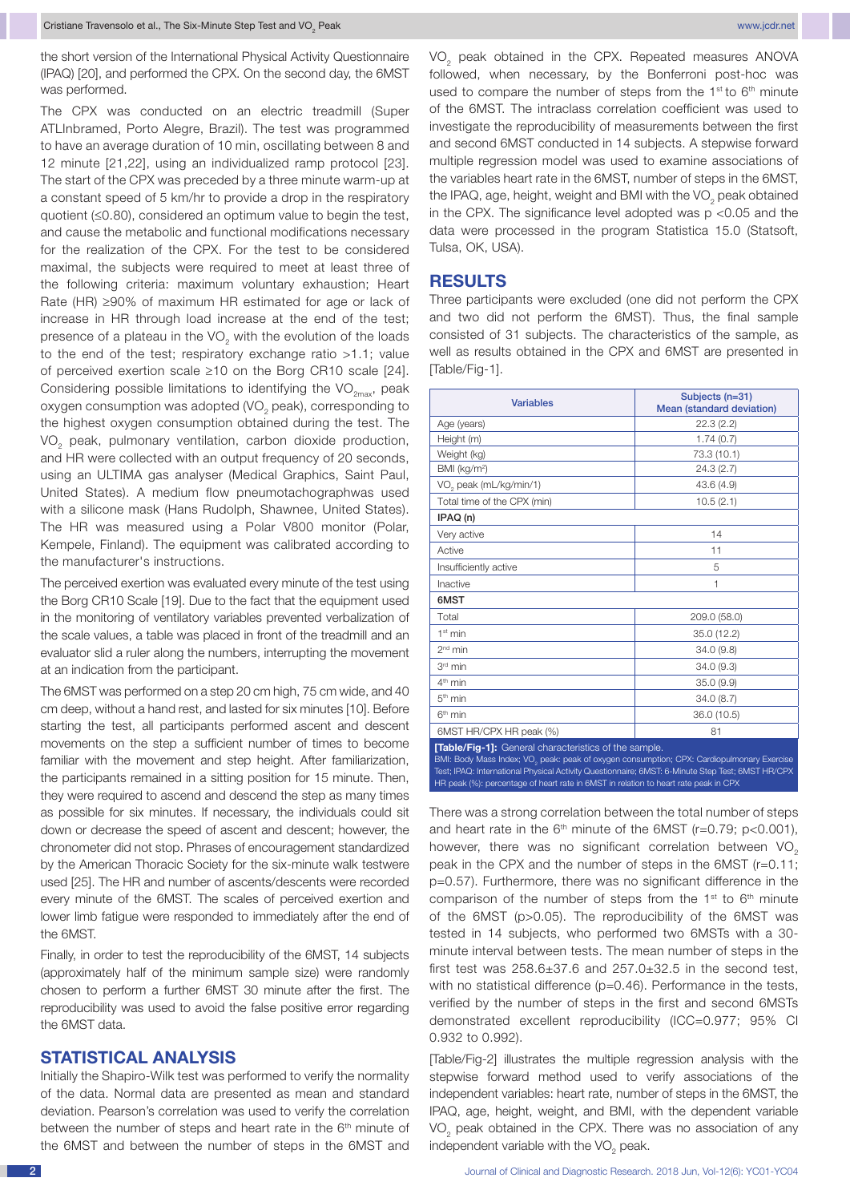the short version of the International Physical Activity Questionnaire (IPAQ) [20], and performed the CPX. On the second day, the 6MST was performed.

The CPX was conducted on an electric treadmill (Super ATLInbramed, Porto Alegre, Brazil). The test was programmed to have an average duration of 10 min, oscillating between 8 and 12 minute [21,22], using an individualized ramp protocol [23]. The start of the CPX was preceded by a three minute warm-up at a constant speed of 5 km/hr to provide a drop in the respiratory quotient (≤0.80), considered an optimum value to begin the test, and cause the metabolic and functional modifications necessary for the realization of the CPX. For the test to be considered maximal, the subjects were required to meet at least three of the following criteria: maximum voluntary exhaustion; Heart Rate (HR) ≥90% of maximum HR estimated for age or lack of increase in HR through load increase at the end of the test; presence of a plateau in the $VO_2$ with the evolution of the loads to the end of the test; respiratory exchange ratio >1.1; value of perceived exertion scale ≥10 on the Borg CR10 scale [24]. Considering possible limitations to identifying the $VO_{2max}$, peak oxygen consumption was adopted ($VO_2$ peak), corresponding to the highest oxygen consumption obtained during the test. The $VO_2$ peak, pulmonary ventilation, carbon dioxide production, and HR were collected with an output frequency of 20 seconds, using an ULTIMA gas analyser (Medical Graphics, Saint Paul, United States). A medium flow pneumotachographwas used with a silicone mask (Hans Rudolph, Shawnee, United States). The HR was measured using a Polar V800 monitor (Polar, Kempele, Finland). The equipment was calibrated according to the manufacturer's instructions.

The perceived exertion was evaluated every minute of the test using the Borg CR10 Scale [19]. Due to the fact that the equipment used in the monitoring of ventilatory variables prevented verbalization of the scale values, a table was placed in front of the treadmill and an evaluator slid a ruler along the numbers, interrupting the movement at an indication from the participant.

The 6MST was performed on a step 20 cm high, 75 cm wide, and 40 cm deep, without a hand rest, and lasted for six minutes [10]. Before starting the test, all participants performed ascent and descent movements on the step a sufficient number of times to become familiar with the movement and step height. After familiarization, the participants remained in a sitting position for 15 minute. Then, they were required to ascend and descend the step as many times as possible for six minutes. If necessary, the individuals could sit down or decrease the speed of ascent and descent; however, the chronometer did not stop. Phrases of encouragement standardized by the American Thoracic Society for the six-minute walk testwere used [25]. The HR and number of ascents/descents were recorded every minute of the 6MST. The scales of perceived exertion and lower limb fatigue were responded to immediately after the end of the 6MST.

Finally, in order to test the reproducibility of the 6MST, 14 subjects (approximately half of the minimum sample size) were randomly chosen to perform a further 6MST 30 minute after the first. The reproducibility was used to avoid the false positive error regarding the 6MST data.

## STATISTICAL ANALYSIS

Initially the Shapiro-Wilk test was performed to verify the normality of the data. Normal data are presented as mean and standard deviation. Pearson's correlation was used to verify the correlation between the number of steps and heart rate in the 6th minute of the 6MST and between the number of steps in the 6MST and $VO_2$ peak obtained in the CPX. Repeated measures ANOVA followed, when necessary, by the Bonferroni post-hoc was used to compare the number of steps from the 1st to 6th minute of the 6MST. The intraclass correlation coefficient was used to investigate the reproducibility of measurements between the first and second 6MST conducted in 14 subjects. A stepwise forward multiple regression model was used to examine associations of the variables heart rate in the 6MST, number of steps in the 6MST, the IPAQ, age, height, weight and BMI with the $VO_2$ peak obtained in the CPX. The significance level adopted was $p<0.05$ and the data were processed in the program Statistica 15.0 (Statsoft, Tulsa, OK, USA).

## RESULTS

Three participants were excluded (one did not perform the CPX and two did not perform the 6MST). Thus, the final sample consisted of 31 subjects. The characteristics of the sample, as well as results obtained in the CPX and 6MST are presented in [Table/Fig-1].

| Variables | Subjects (n=31) Mean (standard deviation) |
|---|---|
| Age (years) | 22.3 (2.2) |
| Height (m) | 1.74 (0.7) |
| Weight (kg) | 73.3 (10.1) |
| BMI (kg/m²) | 24.3 (2.7) |
| $VO_2$ peak (mL/kg/min/1) | 43.6 (4.9) |
| Total time of the CPX (min) | 10.5 (2.1) |
| **IPAQ (n)** | |
| Very active | 14 |
| Active | 11 |
| Insufficiently active | 5 |
| Inactive | 1 |
| **6MST** | |
| Total | 209.0 (58.0) |
| 1st min | 35.0 (12.2) |
| 2nd min | 34.0 (9.8) |
| 3rd min | 34.0 (9.3) |
| 4th min | 35.0 (9.9) |
| 5th min | 34.0 (8.7) |
| 6th min | 36.0 (10.5) |
| 6MST HR/CPX HR peak (%) | 81 |

**[Table/Fig-1]:** General characteristics of the sample.
BMI: Body Mass Index; $VO_2$ peak: peak of oxygen consumption; CPX: Cardiopulmonary Exercise Test; IPAQ: International Physical Activity Questionnaire; 6MST: 6-Minute Step Test; 6MST HR/CPX HR peak (%): percentage of heart rate in 6MST in relation to heart rate peak in CPX

There was a strong correlation between the total number of steps and heart rate in the 6th minute of the 6MST (r=0.79; p<0.001), however, there was no significant correlation between $VO_2$ peak in the CPX and the number of steps in the 6MST (r=0.11; p=0.57). Furthermore, there was no significant difference in the comparison of the number of steps from the 1st to 6th minute of the 6MST (p>0.05). The reproducibility of the 6MST was tested in 14 subjects, who performed two 6MSTs with a 30-minute interval between tests. The mean number of steps in the first test was 258.6±37.6 and 257.0±32.5 in the second test, with no statistical difference (p=0.46). Performance in the tests, verified by the number of steps in the first and second 6MSTs demonstrated excellent reproducibility (ICC=0.977; 95% CI 0.932 to 0.992).

[Table/Fig-2] illustrates the multiple regression analysis with the stepwise forward method used to verify associations of the independent variables: heart rate, number of steps in the 6MST, the IPAQ, age, height, weight, and BMI, with the dependent variable $VO_2$ peak obtained in the CPX. There was no association of any independent variable with the $VO_2$ peak.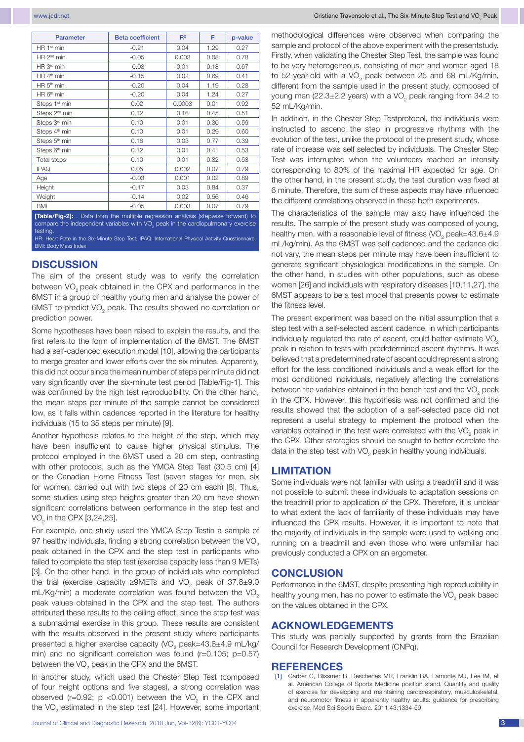| Parameter | Beta coefficient | $R^2$ | F | p-value |
|---|---|---|---|---|
| HR 1st min | -0.21 | 0.04 | 1.29 | 0.27 |
| HR 2nd min | -0.05 | 0.003 | 0.08 | 0.78 |
| HR 3rd min | -0.08 | 0.01 | 0.18 | 0.67 |
| HR 4th min | -0.15 | 0.02 | 0.69 | 0.41 |
| HR 5th min | -0.20 | 0.04 | 1.19 | 0.28 |
| HR 6th min | -0.20 | 0.04 | 1.24 | 0.27 |
| Steps 1st min | 0.02 | 0.0003 | 0.01 | 0.92 |
| Steps 2nd min | 0.12 | 0.16 | 0.45 | 0.51 |
| Steps 3rd min | 0.10 | 0.01 | 0.30 | 0.59 |
| Steps 4th min | 0.10 | 0.01 | 0.29 | 0.60 |
| Steps 5th min | 0.16 | 0.03 | 0.77 | 0.39 |
| Steps 6th min | 0.12 | 0.01 | 0.41 | 0.53 |
| Total steps | 0.10 | 0.01 | 0.32 | 0.58 |
| IPAQ | 0.05 | 0.002 | 0.07 | 0.79 |
| Age | -0.03 | 0.001 | 0.02 | 0.89 |
| Height | -0.17 | 0.03 | 0.84 | 0.37 |
| Weight | -0.14 | 0.02 | 0.56 | 0.46 |
| BMI | -0.05 | 0.003 | 0.07 | 0.79 |

**[Table/Fig-2]:** . Data from the multiple regression analysis (stepwise forward) to compare the independent variables with $VO_2$ peak in the cardiopulmonary exercise testing.
HR: Heart Rate in the Six-Minute Step Test; IPAQ: International Physical Activity Questionnaire; BMI: Body Mass Index

## DISCUSSION

The aim of the present study was to verify the correlation between $VO_2$ peak obtained in the CPX and performance in the 6MST in a group of healthy young men and analyse the power of 6MST to predict $VO_2$ peak. The results showed no correlation or prediction power.

Some hypotheses have been raised to explain the results, and the first refers to the form of implementation of the 6MST. The 6MST had a self-cadenced execution model [10], allowing the participants to merge greater and lower efforts over the six minutes. Apparently, this did not occur since the mean number of steps per minute did not vary significantly over the six-minute test period [Table/Fig-1]. This was confirmed by the high test reproducibility. On the other hand, the mean steps per minute of the sample cannot be considered low, as it falls within cadences reported in the literature for healthy individuals (15 to 35 steps per minute) [9].

Another hypothesis relates to the height of the step, which may have been insufficient to cause higher physical stimulus. The protocol employed in the 6MST used a 20 cm step, contrasting with other protocols, such as the YMCA Step Test (30.5 cm) [4] or the Canadian Home Fitness Test (seven stages for men, six for women, carried out with two steps of 20 cm each) [8]. Thus, some studies using step heights greater than 20 cm have shown significant correlations between performance in the step test and $VO_2$ in the CPX [3,24,25].

For example, one study used the YMCA Step Testin a sample of 97 healthy individuals, finding a strong correlation between the $VO_2$ peak obtained in the CPX and the step test in participants who failed to complete the step test (exercise capacity less than 9 METs) [3]. On the other hand, in the group of individuals who completed the trial (exercise capacity ≥9METs and $VO_2$ peak of 37.8±9.0 mL/Kg/min) a moderate correlation was found between the $VO_2$ peak values obtained in the CPX and the step test. The authors attributed these results to the ceiling effect, since the step test was a submaximal exercise in this group. These results are consistent with the results observed in the present study where participants presented a higher exercise capacity ($VO_2$ peak=43.6±4.9 mL/kg/min) and no significant correlation was found (r=0.105; p=0.57) between the $VO_2$ peak in the CPX and the 6MST.

In another study, which used the Chester Step Test (composed of four height options and five stages), a strong correlation was observed (r=0.92; p <0.001) between the $VO_2$ in the CPX and the $VO_2$ estimated in the step test [24]. However, some important methodological differences were observed when comparing the sample and protocol of the above experiment with the presentstudy. Firstly, when validating the Chester Step Test, the sample was found to be very heterogeneous, consisting of men and women aged 18 to 52-year-old with a $VO_2$ peak between 25 and 68 mL/Kg/min, different from the sample used in the present study, composed of young men (22.3±2.2 years) with a $VO_2$ peak ranging from 34.2 to 52 mL/Kg/min.

In addition, in the Chester Step Testprotocol, the individuals were instructed to ascend the step in progressive rhythms with the evolution of the test, unlike the protocol of the present study, whose rate of increase was self selected by individuals. The Chester Step Test was interrupted when the volunteers reached an intensity corresponding to 80% of the maximal HR expected for age. On the other hand, in the present study, the test duration was fixed at 6 minute. Therefore, the sum of these aspects may have influenced the different correlations observed in these both experiments.

The characteristics of the sample may also have influenced the results. The sample of the present study was composed of young, healthy men, with a reasonable level of fitness ($VO_2$ peak=43.6±4.9 mL/kg/min). As the 6MST was self cadenced and the cadence did not vary, the mean steps per minute may have been insufficient to generate significant physiological modifications in the sample. On the other hand, in studies with other populations, such as obese women [26] and individuals with respiratory diseases [10,11,27], the 6MST appears to be a test model that presents power to estimate the fitness level.

The present experiment was based on the initial assumption that a step test with a self-selected ascent cadence, in which participants individually regulated the rate of ascent, could better estimate $VO_2$ peak in relation to tests with predetermined ascent rhythms. It was believed that a predetermined rate of ascent could represent a strong effort for the less conditioned individuals and a weak effort for the most conditioned individuals, negatively affecting the correlations between the variables obtained in the bench test and the $VO_2$ peak in the CPX. However, this hypothesis was not confirmed and the results showed that the adoption of a self-selected pace did not represent a useful strategy to implement the protocol when the variables obtained in the test were correlated with the $VO_2$ peak in the CPX. Other strategies should be sought to better correlate the data in the step test with $VO_2$ peak in healthy young individuals.

## LIMITATION

Some individuals were not familiar with using a treadmill and it was not possible to submit these individuals to adaptation sessions on the treadmill prior to application of the CPX. Therefore, it is unclear to what extent the lack of familiarity of these individuals may have influenced the CPX results. However, it is important to note that the majority of individuals in the sample were used to walking and running on a treadmill and even those who were unfamiliar had previously conducted a CPX on an ergometer.

## CONCLUSION

Performance in the 6MST, despite presenting high reproducibility in healthy young men, has no power to estimate the $VO_2$ peak based on the values obtained in the CPX.

## ACKNOWLEDGEMENTS

This study was partially supported by grants from the Brazilian Council for Research Development (CNPq).

## REFERENCES

[1] Garber C, Blissmer B, Deschenes MR, Franklin BA, Lamonte MJ, Lee IM, et al. American College of Sports Medicine position stand. Quantity and quality of exercise for developing and maintaining cardiorespiratory, musculoskeletal, and neuromotor fitness in apparently healthy adults: guidance for prescribing exercise. Med Sci Sports Exerc. 2011;43:1334-59.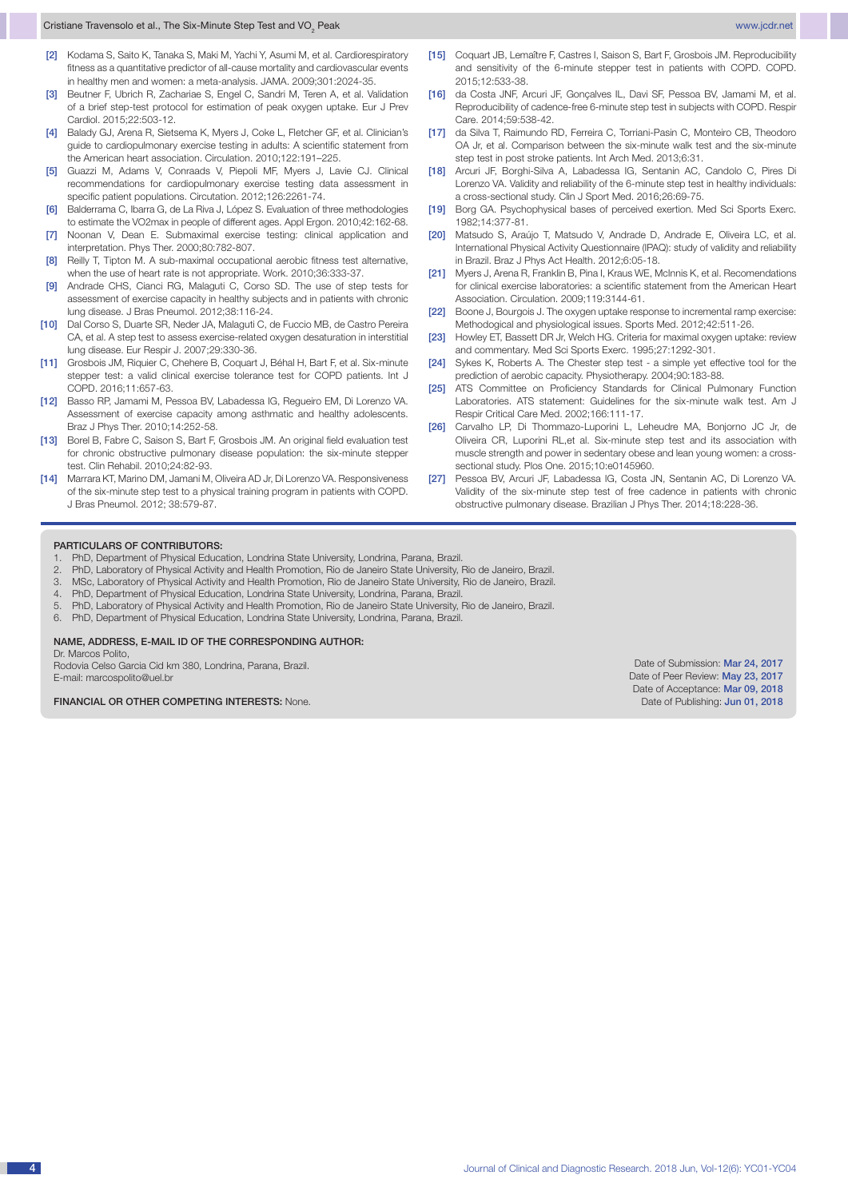[2] Kodama S, Saito K, Tanaka S, Maki M, Yachi Y, Asumi M, et al. Cardiorespiratory fitness as a quantitative predictor of all-cause mortality and cardiovascular events in healthy men and women: a meta-analysis. JAMA. 2009;301:2024-35.

[3] Beutner F, Ubrich R, Zachariae S, Engel C, Sandri M, Teren A, et al. Validation of a brief step-test protocol for estimation of peak oxygen uptake. Eur J Prev Cardiol. 2015;22:503-12.

[4] Balady GJ, Arena R, Sietsema K, Myers J, Coke L, Fletcher GF, et al. Clinician's guide to cardiopulmonary exercise testing in adults: A scientific statement from the American heart association. Circulation. 2010;122:191–225.

[5] Guazzi M, Adams V, Conraads V, Piepoli MF, Myers J, Lavie CJ. Clinical recommendations for cardiopulmonary exercise testing data assessment in specific patient populations. Circutation. 2012;126:2261-74.

[6] Balderrama C, Ibarra G, de La Riva J, López S. Evaluation of three methodologies to estimate the VO2max in people of different ages. Appl Ergon. 2010;42:162-68.

[7] Noonan V, Dean E. Submaximal exercise testing: clinical application and interpretation. Phys Ther. 2000;80:782-807.

[8] Reilly T, Tipton M. A sub-maximal occupational aerobic fitness test alternative, when the use of heart rate is not appropriate. Work. 2010;36:333-37.

[9] Andrade CHS, Cianci RG, Malaguti C, Corso SD. The use of step tests for assessment of exercise capacity in healthy subjects and in patients with chronic lung disease. J Bras Pneumol. 2012;38:116-24.

[10] Dal Corso S, Duarte SR, Neder JA, Malaguti C, de Fuccio MB, de Castro Pereira CA, et al. A step test to assess exercise-related oxygen desaturation in interstitial lung disease. Eur Respir J. 2007;29:330-36.

[11] Grosbois JM, Riquier C, Chehere B, Coquart J, Béhal H, Bart F, et al. Six-minute stepper test: a valid clinical exercise tolerance test for COPD patients. Int J COPD. 2016;11:657-63.

[12] Basso RP, Jamami M, Pessoa BV, Labadessa IG, Regueiro EM, Di Lorenzo VA. Assessment of exercise capacity among asthmatic and healthy adolescents. Braz J Phys Ther. 2010;14:252-58.

[13] Borel B, Fabre C, Saison S, Bart F, Grosbois JM. An original field evaluation test for chronic obstructive pulmonary disease population: the six-minute stepper test. Clin Rehabil. 2010;24:82-93.

[14] Marrara KT, Marino DM, Jamani M, Oliveira AD Jr, Di Lorenzo VA. Responsiveness of the six-minute step test to a physical training program in patients with COPD. J Bras Pneumol. 2012; 38:579-87.

[15] Coquart JB, Lemaître F, Castres I, Saison S, Bart F, Grosbois JM. Reproducibility and sensitivity of the 6-minute stepper test in patients with COPD. COPD. 2015;12:533-38.

[16] da Costa JNF, Arcuri JF, Gonçalves IL, Davi SF, Pessoa BV, Jamami M, et al. Reproducibility of cadence-free 6-minute step test in subjects with COPD. Respir Care. 2014;59:538-42.

[17] da Silva T, Raimundo RD, Ferreira C, Torriani-Pasin C, Monteiro CB, Theodoro OA Jr, et al. Comparison between the six-minute walk test and the six-minute step test in post stroke patients. Int Arch Med. 2013;6:31.

[18] Arcuri JF, Borghi-Silva A, Labadessa IG, Sentanin AC, Candolo C, Pires Di Lorenzo VA. Validity and reliability of the 6-minute step test in healthy individuals: a cross-sectional study. Clin J Sport Med. 2016;26:69-75.

[19] Borg GA. Psychophysical bases of perceived exertion. Med Sci Sports Exerc. 1982;14:377-81.

[20] Matsudo S, Araújo T, Matsudo V, Andrade D, Andrade E, Oliveira LC, et al. International Physical Activity Questionnaire (IPAQ): study of validity and reliability in Brazil. Braz J Phys Act Health. 2012;6:05-18.

[21] Myers J, Arena R, Franklin B, Pina I, Kraus WE, McInnis K, et al. Recomendations for clinical exercise laboratories: a scientific statement from the American Heart Association. Circulation. 2009;119:3144-61.

[22] Boone J, Bourgois J. The oxygen uptake response to incremental ramp exercise: Methodogical and physiological issues. Sports Med. 2012;42:511-26.

[23] Howley ET, Bassett DR Jr, Welch HG. Criteria for maximal oxygen uptake: review and commentary. Med Sci Sports Exerc. 1995;27:1292-301.

[24] Sykes K, Roberts A. The Chester step test - a simple yet effective tool for the prediction of aerobic capacity. Physiotherapy. 2004;90:183-88.

[25] ATS Committee on Proficiency Standards for Clinical Pulmonary Function Laboratories. ATS statement: Guidelines for the six-minute walk test. Am J Respir Critical Care Med. 2002;166:111-17.

[26] Carvalho LP, Di Thommazo-Luporini L, Leheudre MA, Bonjorno JC Jr, de Oliveira CR, Luporini RL,et al. Six-minute step test and its association with muscle strength and power in sedentary obese and lean young women: a cross-sectional study. Plos One. 2015;10:e0145960.

[27] Pessoa BV, Arcuri JF, Labadessa IG, Costa JN, Sentanin AC, Di Lorenzo VA. Validity of the six-minute step test of free cadence in patients with chronic obstructive pulmonary disease. Brazilian J Phys Ther. 2014;18:228-36.

**PARTICULARS OF CONTRIBUTORS:**

1. PhD, Department of Physical Education, Londrina State University, Londrina, Parana, Brazil.
2. PhD, Laboratory of Physical Activity and Health Promotion, Rio de Janeiro State University, Rio de Janeiro, Brazil.
3. MSc, Laboratory of Physical Activity and Health Promotion, Rio de Janeiro State University, Rio de Janeiro, Brazil.
4. PhD, Department of Physical Education, Londrina State University, Londrina, Parana, Brazil.
5. PhD, Laboratory of Physical Activity and Health Promotion, Rio de Janeiro State University, Rio de Janeiro, Brazil.
6. PhD, Department of Physical Education, Londrina State University, Londrina, Parana, Brazil.

**NAME, ADDRESS, E-MAIL ID OF THE CORRESPONDING AUTHOR:**

Dr. Marcos Polito,
Rodovia Celso Garcia Cid km 380, Londrina, Parana, Brazil.
E-mail: marcospolito@uel.br

**FINANCIAL OR OTHER COMPETING INTERESTS:** None.

Date of Submission: Mar 24, 2017
Date of Peer Review: May 23, 2017
Date of Acceptance: Mar 09, 2018
Date of Publishing: Jun 01, 2018